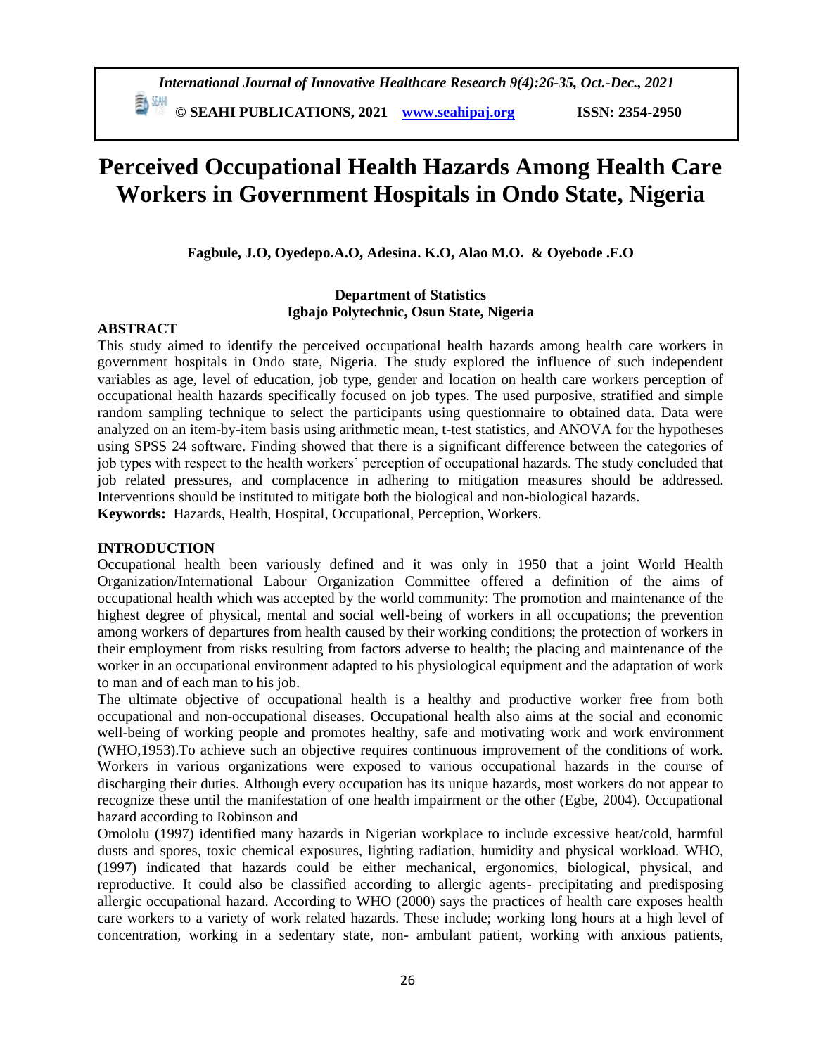# Perceived Occupational Health Hazards Among Health Care Workers in Government Hospitals in Ondo State, Nigeria

**Fagbule, J.O, Oyedepo.A.O, Adesina. K.O, Alao M.O. & Oyebode .F.O**

**Department of Statistics**
**Igbajo Polytechnic, Osun State, Nigeria**

## ABSTRACT

This study aimed to identify the perceived occupational health hazards among health care workers in government hospitals in Ondo state, Nigeria. The study explored the influence of such independent variables as age, level of education, job type, gender and location on health care workers perception of occupational health hazards specifically focused on job types. The used purposive, stratified and simple random sampling technique to select the participants using questionnaire to obtained data. Data were analyzed on an item-by-item basis using arithmetic mean, t-test statistics, and ANOVA for the hypotheses using SPSS 24 software. Finding showed that there is a significant difference between the categories of job types with respect to the health workers' perception of occupational hazards. The study concluded that job related pressures, and complacence in adhering to mitigation measures should be addressed. Interventions should be instituted to mitigate both the biological and non-biological hazards.

**Keywords:** Hazards, Health, Hospital, Occupational, Perception, Workers.

## INTRODUCTION

Occupational health been variously defined and it was only in 1950 that a joint World Health Organization/International Labour Organization Committee offered a definition of the aims of occupational health which was accepted by the world community: The promotion and maintenance of the highest degree of physical, mental and social well-being of workers in all occupations; the prevention among workers of departures from health caused by their working conditions; the protection of workers in their employment from risks resulting from factors adverse to health; the placing and maintenance of the worker in an occupational environment adapted to his physiological equipment and the adaptation of work to man and of each man to his job.

The ultimate objective of occupational health is a healthy and productive worker free from both occupational and non-occupational diseases. Occupational health also aims at the social and economic well-being of working people and promotes healthy, safe and motivating work and work environment (WHO,1953).To achieve such an objective requires continuous improvement of the conditions of work. Workers in various organizations were exposed to various occupational hazards in the course of discharging their duties. Although every occupation has its unique hazards, most workers do not appear to recognize these until the manifestation of one health impairment or the other (Egbe, 2004). Occupational hazard according to Robinson and

Omololu (1997) identified many hazards in Nigerian workplace to include excessive heat/cold, harmful dusts and spores, toxic chemical exposures, lighting radiation, humidity and physical workload. WHO, (1997) indicated that hazards could be either mechanical, ergonomics, biological, physical, and reproductive. It could also be classified according to allergic agents- precipitating and predisposing allergic occupational hazard. According to WHO (2000) says the practices of health care exposes health care workers to a variety of work related hazards. These include; working long hours at a high level of concentration, working in a sedentary state, non- ambulant patient, working with anxious patients,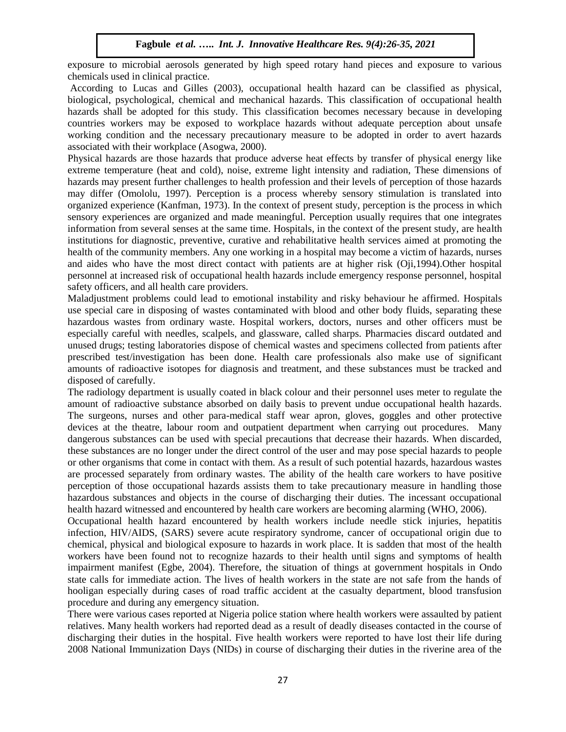exposure to microbial aerosols generated by high speed rotary hand pieces and exposure to various chemicals used in clinical practice.

According to Lucas and Gilles (2003), occupational health hazard can be classified as physical, biological, psychological, chemical and mechanical hazards. This classification of occupational health hazards shall be adopted for this study. This classification becomes necessary because in developing countries workers may be exposed to workplace hazards without adequate perception about unsafe working condition and the necessary precautionary measure to be adopted in order to avert hazards associated with their workplace (Asogwa, 2000).

Physical hazards are those hazards that produce adverse heat effects by transfer of physical energy like extreme temperature (heat and cold), noise, extreme light intensity and radiation, These dimensions of hazards may present further challenges to health profession and their levels of perception of those hazards may differ (Omololu, 1997). Perception is a process whereby sensory stimulation is translated into organized experience (Kanfman, 1973). In the context of present study, perception is the process in which sensory experiences are organized and made meaningful. Perception usually requires that one integrates information from several senses at the same time. Hospitals, in the context of the present study, are health institutions for diagnostic, preventive, curative and rehabilitative health services aimed at promoting the health of the community members. Any one working in a hospital may become a victim of hazards, nurses and aides who have the most direct contact with patients are at higher risk (Oji,1994).Other hospital personnel at increased risk of occupational health hazards include emergency response personnel, hospital safety officers, and all health care providers.

Maladjustment problems could lead to emotional instability and risky behaviour he affirmed. Hospitals use special care in disposing of wastes contaminated with blood and other body fluids, separating these hazardous wastes from ordinary waste. Hospital workers, doctors, nurses and other officers must be especially careful with needles, scalpels, and glassware, called sharps. Pharmacies discard outdated and unused drugs; testing laboratories dispose of chemical wastes and specimens collected from patients after prescribed test/investigation has been done. Health care professionals also make use of significant amounts of radioactive isotopes for diagnosis and treatment, and these substances must be tracked and disposed of carefully.

The radiology department is usually coated in black colour and their personnel uses meter to regulate the amount of radioactive substance absorbed on daily basis to prevent undue occupational health hazards. The surgeons, nurses and other para-medical staff wear apron, gloves, goggles and other protective devices at the theatre, labour room and outpatient department when carrying out procedures. Many dangerous substances can be used with special precautions that decrease their hazards. When discarded, these substances are no longer under the direct control of the user and may pose special hazards to people or other organisms that come in contact with them. As a result of such potential hazards, hazardous wastes are processed separately from ordinary wastes. The ability of the health care workers to have positive perception of those occupational hazards assists them to take precautionary measure in handling those hazardous substances and objects in the course of discharging their duties. The incessant occupational health hazard witnessed and encountered by health care workers are becoming alarming (WHO, 2006).

Occupational health hazard encountered by health workers include needle stick injuries, hepatitis infection, HIV/AIDS, (SARS) severe acute respiratory syndrome, cancer of occupational origin due to chemical, physical and biological exposure to hazards in work place. It is sadden that most of the health workers have been found not to recognize hazards to their health until signs and symptoms of health impairment manifest (Egbe, 2004). Therefore, the situation of things at government hospitals in Ondo state calls for immediate action. The lives of health workers in the state are not safe from the hands of hooligan especially during cases of road traffic accident at the casualty department, blood transfusion procedure and during any emergency situation.

There were various cases reported at Nigeria police station where health workers were assaulted by patient relatives. Many health workers had reported dead as a result of deadly diseases contacted in the course of discharging their duties in the hospital. Five health workers were reported to have lost their life during 2008 National Immunization Days (NIDs) in course of discharging their duties in the riverine area of the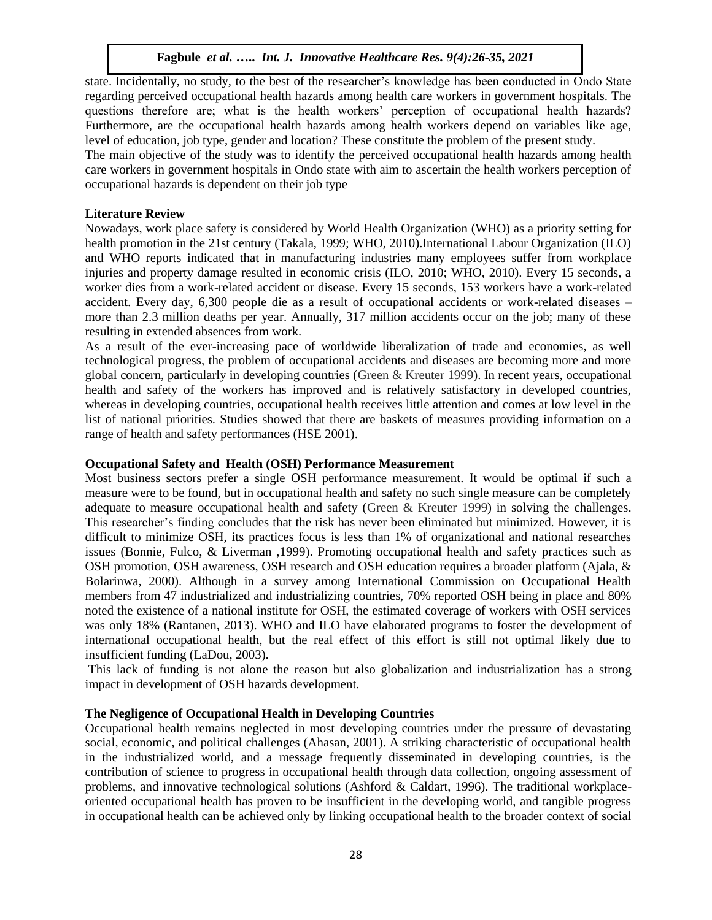state. Incidentally, no study, to the best of the researcher's knowledge has been conducted in Ondo State regarding perceived occupational health hazards among health care workers in government hospitals. The questions therefore are; what is the health workers' perception of occupational health hazards? Furthermore, are the occupational health hazards among health workers depend on variables like age, level of education, job type, gender and location? These constitute the problem of the present study.

The main objective of the study was to identify the perceived occupational health hazards among health care workers in government hospitals in Ondo state with aim to ascertain the health workers perception of occupational hazards is dependent on their job type

## Literature Review

Nowadays, work place safety is considered by World Health Organization (WHO) as a priority setting for health promotion in the 21st century (Takala, 1999; WHO, 2010).International Labour Organization (ILO) and WHO reports indicated that in manufacturing industries many employees suffer from workplace injuries and property damage resulted in economic crisis (ILO, 2010; WHO, 2010). Every 15 seconds, a worker dies from a work-related accident or disease. Every 15 seconds, 153 workers have a work-related accident. Every day, 6,300 people die as a result of occupational accidents or work-related diseases – more than 2.3 million deaths per year. Annually, 317 million accidents occur on the job; many of these resulting in extended absences from work.

As a result of the ever-increasing pace of worldwide liberalization of trade and economies, as well technological progress, the problem of occupational accidents and diseases are becoming more and more global concern, particularly in developing countries (Green & Kreuter 1999). In recent years, occupational health and safety of the workers has improved and is relatively satisfactory in developed countries, whereas in developing countries, occupational health receives little attention and comes at low level in the list of national priorities. Studies showed that there are baskets of measures providing information on a range of health and safety performances (HSE 2001).

### Occupational Safety and Health (OSH) Performance Measurement

Most business sectors prefer a single OSH performance measurement. It would be optimal if such a measure were to be found, but in occupational health and safety no such single measure can be completely adequate to measure occupational health and safety (Green & Kreuter 1999) in solving the challenges. This researcher's finding concludes that the risk has never been eliminated but minimized. However, it is difficult to minimize OSH, its practices focus is less than 1% of organizational and national researches issues (Bonnie, Fulco, & Liverman ,1999). Promoting occupational health and safety practices such as OSH promotion, OSH awareness, OSH research and OSH education requires a broader platform (Ajala, & Bolarinwa, 2000). Although in a survey among International Commission on Occupational Health members from 47 industrialized and industrializing countries, 70% reported OSH being in place and 80% noted the existence of a national institute for OSH, the estimated coverage of workers with OSH services was only 18% (Rantanen, 2013). WHO and ILO have elaborated programs to foster the development of international occupational health, but the real effect of this effort is still not optimal likely due to insufficient funding (LaDou, 2003).

This lack of funding is not alone the reason but also globalization and industrialization has a strong impact in development of OSH hazards development.

### The Negligence of Occupational Health in Developing Countries

Occupational health remains neglected in most developing countries under the pressure of devastating social, economic, and political challenges (Ahasan, 2001). A striking characteristic of occupational health in the industrialized world, and a message frequently disseminated in developing countries, is the contribution of science to progress in occupational health through data collection, ongoing assessment of problems, and innovative technological solutions (Ashford & Caldart, 1996). The traditional workplace-oriented occupational health has proven to be insufficient in the developing world, and tangible progress in occupational health can be achieved only by linking occupational health to the broader context of social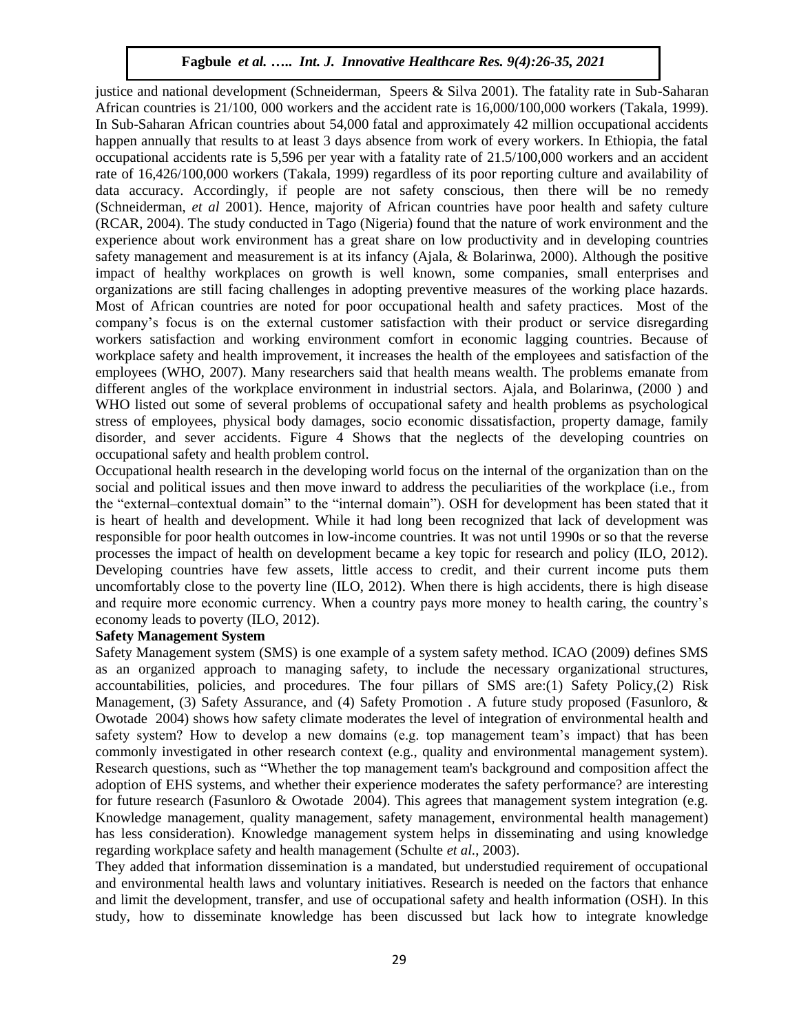justice and national development (Schneiderman, Speers & Silva 2001). The fatality rate in Sub-Saharan African countries is 21/100, 000 workers and the accident rate is 16,000/100,000 workers (Takala, 1999). In Sub-Saharan African countries about 54,000 fatal and approximately 42 million occupational accidents happen annually that results to at least 3 days absence from work of every workers. In Ethiopia, the fatal occupational accidents rate is 5,596 per year with a fatality rate of 21.5/100,000 workers and an accident rate of 16,426/100,000 workers (Takala, 1999) regardless of its poor reporting culture and availability of data accuracy. Accordingly, if people are not safety conscious, then there will be no remedy (Schneiderman, *et al* 2001). Hence, majority of African countries have poor health and safety culture (RCAR, 2004). The study conducted in Tago (Nigeria) found that the nature of work environment and the experience about work environment has a great share on low productivity and in developing countries safety management and measurement is at its infancy (Ajala, & Bolarinwa, 2000). Although the positive impact of healthy workplaces on growth is well known, some companies, small enterprises and organizations are still facing challenges in adopting preventive measures of the working place hazards. Most of African countries are noted for poor occupational health and safety practices. Most of the company's focus is on the external customer satisfaction with their product or service disregarding workers satisfaction and working environment comfort in economic lagging countries. Because of workplace safety and health improvement, it increases the health of the employees and satisfaction of the employees (WHO, 2007). Many researchers said that health means wealth. The problems emanate from different angles of the workplace environment in industrial sectors. Ajala, and Bolarinwa, (2000 ) and WHO listed out some of several problems of occupational safety and health problems as psychological stress of employees, physical body damages, socio economic dissatisfaction, property damage, family disorder, and sever accidents. Figure 4 Shows that the neglects of the developing countries on occupational safety and health problem control.

Occupational health research in the developing world focus on the internal of the organization than on the social and political issues and then move inward to address the peculiarities of the workplace (i.e., from the "external–contextual domain" to the "internal domain"). OSH for development has been stated that it is heart of health and development. While it had long been recognized that lack of development was responsible for poor health outcomes in low-income countries. It was not until 1990s or so that the reverse processes the impact of health on development became a key topic for research and policy (ILO, 2012). Developing countries have few assets, little access to credit, and their current income puts them uncomfortably close to the poverty line (ILO, 2012). When there is high accidents, there is high disease and require more economic currency. When a country pays more money to health caring, the country's economy leads to poverty (ILO, 2012).

**Safety Management System**

Safety Management system (SMS) is one example of a system safety method. ICAO (2009) defines SMS as an organized approach to managing safety, to include the necessary organizational structures, accountabilities, policies, and procedures. The four pillars of SMS are:(1) Safety Policy,(2) Risk Management, (3) Safety Assurance, and (4) Safety Promotion . A future study proposed (Fasunloro, & Owotade 2004) shows how safety climate moderates the level of integration of environmental health and safety system? How to develop a new domains (e.g. top management team's impact) that has been commonly investigated in other research context (e.g., quality and environmental management system). Research questions, such as "Whether the top management team's background and composition affect the adoption of EHS systems, and whether their experience moderates the safety performance? are interesting for future research (Fasunloro & Owotade 2004). This agrees that management system integration (e.g. Knowledge management, quality management, safety management, environmental health management) has less consideration). Knowledge management system helps in disseminating and using knowledge regarding workplace safety and health management (Schulte *et al.*, 2003).

They added that information dissemination is a mandated, but understudied requirement of occupational and environmental health laws and voluntary initiatives. Research is needed on the factors that enhance and limit the development, transfer, and use of occupational safety and health information (OSH). In this study, how to disseminate knowledge has been discussed but lack how to integrate knowledge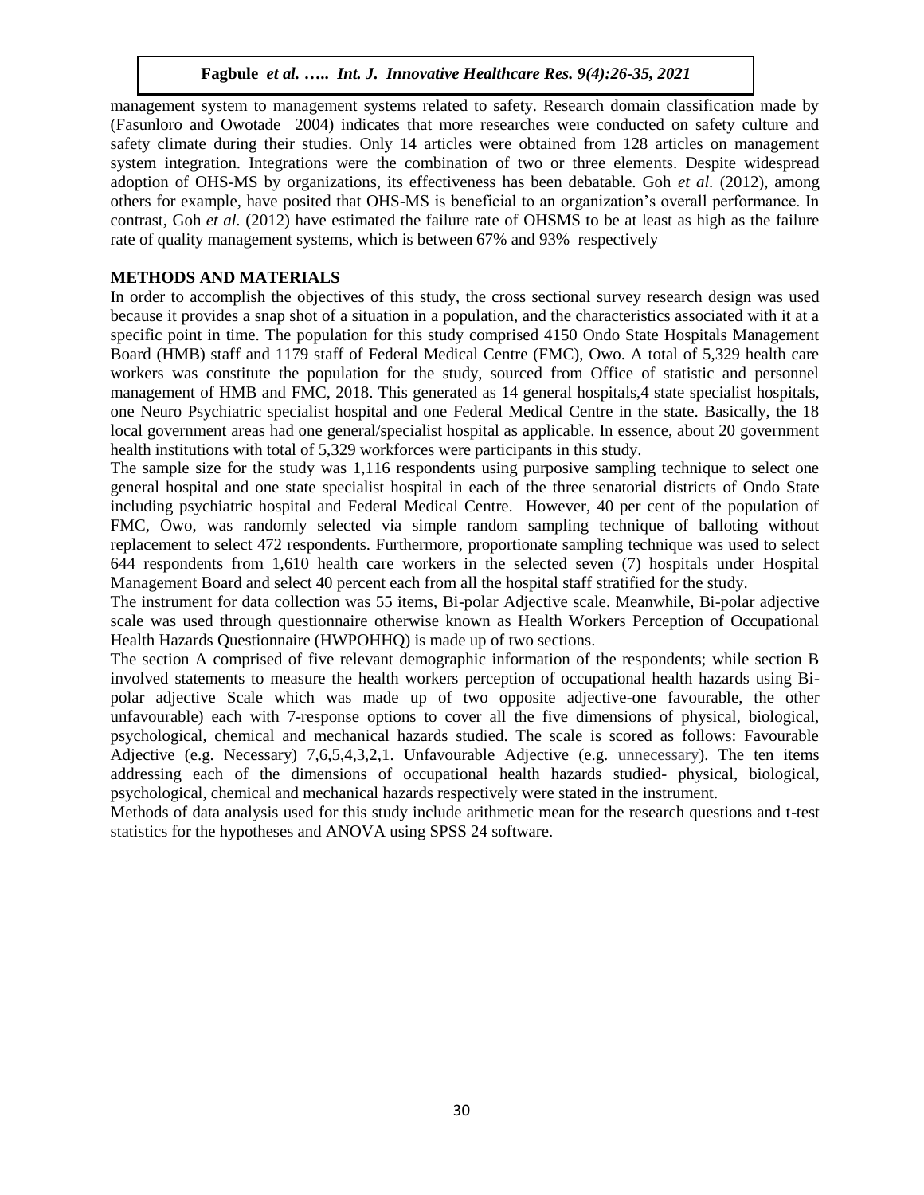management system to management systems related to safety. Research domain classification made by (Fasunloro and Owotade 2004) indicates that more researches were conducted on safety culture and safety climate during their studies. Only 14 articles were obtained from 128 articles on management system integration. Integrations were the combination of two or three elements. Despite widespread adoption of OHS-MS by organizations, its effectiveness has been debatable. Goh *et al.* (2012), among others for example, have posited that OHS-MS is beneficial to an organization's overall performance. In contrast, Goh *et al.* (2012) have estimated the failure rate of OHSMS to be at least as high as the failure rate of quality management systems, which is between 67% and 93% respectively

## METHODS AND MATERIALS

In order to accomplish the objectives of this study, the cross sectional survey research design was used because it provides a snap shot of a situation in a population, and the characteristics associated with it at a specific point in time. The population for this study comprised 4150 Ondo State Hospitals Management Board (HMB) staff and 1179 staff of Federal Medical Centre (FMC), Owo. A total of 5,329 health care workers was constitute the population for the study, sourced from Office of statistic and personnel management of HMB and FMC, 2018. This generated as 14 general hospitals,4 state specialist hospitals, one Neuro Psychiatric specialist hospital and one Federal Medical Centre in the state. Basically, the 18 local government areas had one general/specialist hospital as applicable. In essence, about 20 government health institutions with total of 5,329 workforces were participants in this study.

The sample size for the study was 1,116 respondents using purposive sampling technique to select one general hospital and one state specialist hospital in each of the three senatorial districts of Ondo State including psychiatric hospital and Federal Medical Centre. However, 40 per cent of the population of FMC, Owo, was randomly selected via simple random sampling technique of balloting without replacement to select 472 respondents. Furthermore, proportionate sampling technique was used to select 644 respondents from 1,610 health care workers in the selected seven (7) hospitals under Hospital Management Board and select 40 percent each from all the hospital staff stratified for the study.

The instrument for data collection was 55 items, Bi-polar Adjective scale. Meanwhile, Bi-polar adjective scale was used through questionnaire otherwise known as Health Workers Perception of Occupational Health Hazards Questionnaire (HWPOHHQ) is made up of two sections.

The section A comprised of five relevant demographic information of the respondents; while section B involved statements to measure the health workers perception of occupational health hazards using Bi-polar adjective Scale which was made up of two opposite adjective-one favourable, the other unfavourable) each with 7-response options to cover all the five dimensions of physical, biological, psychological, chemical and mechanical hazards studied. The scale is scored as follows: Favourable Adjective (e.g. Necessary) 7,6,5,4,3,2,1. Unfavourable Adjective (e.g. unnecessary). The ten items addressing each of the dimensions of occupational health hazards studied- physical, biological, psychological, chemical and mechanical hazards respectively were stated in the instrument.

Methods of data analysis used for this study include arithmetic mean for the research questions and t-test statistics for the hypotheses and ANOVA using SPSS 24 software.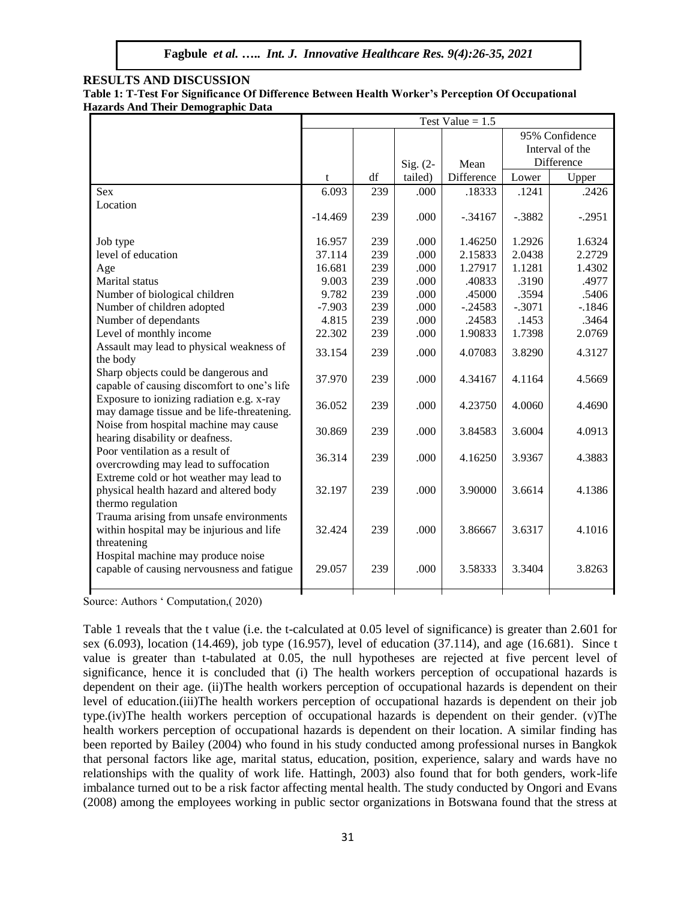## RESULTS AND DISCUSSION

**Table 1: T-Test For Significance Of Difference Between Health Worker's Perception Of Occupational Hazards And Their Demographic Data**

| | Test Value = 1.5 | | | | | |
|---|---|---|---|---|---|---|
| | | | | | 95% Confidence Interval of the Difference | |
| | t | df | Sig. (2-tailed) | Mean Difference | Lower | Upper |
| Sex | 6.093 | 239 | .000 | .18333 | .1241 | .2426 |
| Location | -14.469 | 239 | .000 | -.34167 | -.3882 | -.2951 |
| Job type | 16.957 | 239 | .000 | 1.46250 | 1.2926 | 1.6324 |
| level of education | 37.114 | 239 | .000 | 2.15833 | 2.0438 | 2.2729 |
| Age | 16.681 | 239 | .000 | 1.27917 | 1.1281 | 1.4302 |
| Marital status | 9.003 | 239 | .000 | .40833 | .3190 | .4977 |
| Number of biological children | 9.782 | 239 | .000 | .45000 | .3594 | .5406 |
| Number of children adopted | -7.903 | 239 | .000 | -.24583 | -.3071 | -.1846 |
| Number of dependants | 4.815 | 239 | .000 | .24583 | .1453 | .3464 |
| Level of monthly income | 22.302 | 239 | .000 | 1.90833 | 1.7398 | 2.0769 |
| Assault may lead to physical weakness of the body | 33.154 | 239 | .000 | 4.07083 | 3.8290 | 4.3127 |
| Sharp objects could be dangerous and capable of causing discomfort to one's life | 37.970 | 239 | .000 | 4.34167 | 4.1164 | 4.5669 |
| Exposure to ionizing radiation e.g. x-ray may damage tissue and be life-threatening. | 36.052 | 239 | .000 | 4.23750 | 4.0060 | 4.4690 |
| Noise from hospital machine may cause hearing disability or deafness. | 30.869 | 239 | .000 | 3.84583 | 3.6004 | 4.0913 |
| Poor ventilation as a result of overcrowding may lead to suffocation | 36.314 | 239 | .000 | 4.16250 | 3.9367 | 4.3883 |
| Extreme cold or hot weather may lead to physical health hazard and altered body thermo regulation | 32.197 | 239 | .000 | 3.90000 | 3.6614 | 4.1386 |
| Trauma arising from unsafe environments within hospital may be injurious and life threatening | 32.424 | 239 | .000 | 3.86667 | 3.6317 | 4.1016 |
| Hospital machine may produce noise capable of causing nervousness and fatigue | 29.057 | 239 | .000 | 3.58333 | 3.3404 | 3.8263 |

Source: Authors ' Computation,( 2020)

Table 1 reveals that the t value (i.e. the t-calculated at 0.05 level of significance) is greater than 2.601 for sex (6.093), location (14.469), job type (16.957), level of education (37.114), and age (16.681). Since t value is greater than t-tabulated at 0.05, the null hypotheses are rejected at five percent level of significance, hence it is concluded that (i) The health workers perception of occupational hazards is dependent on their age. (ii)The health workers perception of occupational hazards is dependent on their level of education.(iii)The health workers perception of occupational hazards is dependent on their job type.(iv)The health workers perception of occupational hazards is dependent on their gender. (v)The health workers perception of occupational hazards is dependent on their location. A similar finding has been reported by Bailey (2004) who found in his study conducted among professional nurses in Bangkok that personal factors like age, marital status, education, position, experience, salary and wards have no relationships with the quality of work life. Hattingh, 2003) also found that for both genders, work-life imbalance turned out to be a risk factor affecting mental health. The study conducted by Ongori and Evans (2008) among the employees working in public sector organizations in Botswana found that the stress at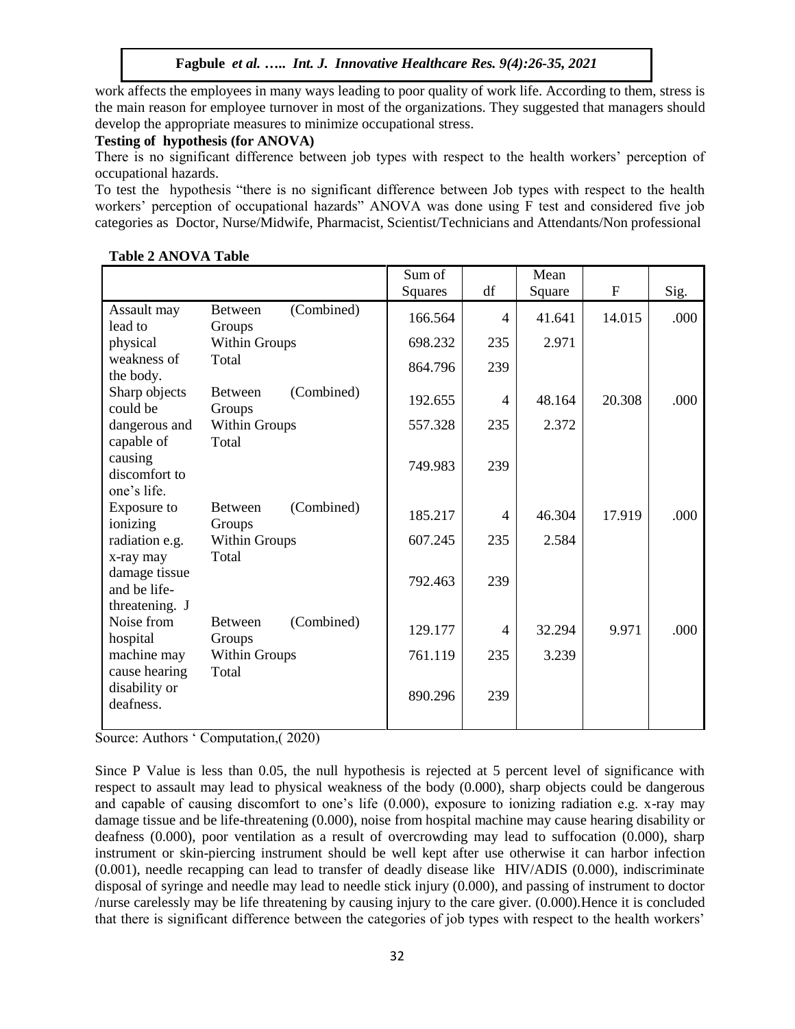work affects the employees in many ways leading to poor quality of work life. According to them, stress is the main reason for employee turnover in most of the organizations. They suggested that managers should develop the appropriate measures to minimize occupational stress.

**Testing of hypothesis (for ANOVA)**

There is no significant difference between job types with respect to the health workers' perception of occupational hazards.

To test the hypothesis "there is no significant difference between Job types with respect to the health workers' perception of occupational hazards" ANOVA was done using F test and considered five job categories as Doctor, Nurse/Midwife, Pharmacist, Scientist/Technicians and Attendants/Non professional

**Table 2 ANOVA Table**

| | | Sum of Squares | df | Mean Square | F | Sig. |
|---|---|---|---|---|---|---|
| Assault may lead to physical weakness of the body. | Between Groups (Combined) | 166.564 | 4 | 41.641 | 14.015 | .000 |
| | Within Groups | 698.232 | 235 | 2.971 | | |
| | Total | 864.796 | 239 | | | |
| Sharp objects could be dangerous and capable of causing discomfort to one's life. | Between Groups (Combined) | 192.655 | 4 | 48.164 | 20.308 | .000 |
| | Within Groups | 557.328 | 235 | 2.372 | | |
| | Total | 749.983 | 239 | | | |
| Exposure to ionizing radiation e.g. x-ray may damage tissue and be life-threatening. J | Between Groups (Combined) | 185.217 | 4 | 46.304 | 17.919 | .000 |
| | Within Groups | 607.245 | 235 | 2.584 | | |
| | Total | 792.463 | 239 | | | |
| Noise from hospital machine may cause hearing disability or deafness. | Between Groups (Combined) | 129.177 | 4 | 32.294 | 9.971 | .000 |
| | Within Groups | 761.119 | 235 | 3.239 | | |
| | Total | 890.296 | 239 | | | |

Source: Authors ' Computation,( 2020)

Since P Value is less than 0.05, the null hypothesis is rejected at 5 percent level of significance with respect to assault may lead to physical weakness of the body (0.000), sharp objects could be dangerous and capable of causing discomfort to one's life (0.000), exposure to ionizing radiation e.g. x-ray may damage tissue and be life-threatening (0.000), noise from hospital machine may cause hearing disability or deafness (0.000), poor ventilation as a result of overcrowding may lead to suffocation (0.000), sharp instrument or skin-piercing instrument should be well kept after use otherwise it can harbor infection (0.001), needle recapping can lead to transfer of deadly disease like HIV/ADIS (0.000), indiscriminate disposal of syringe and needle may lead to needle stick injury (0.000), and passing of instrument to doctor /nurse carelessly may be life threatening by causing injury to the care giver. (0.000).Hence it is concluded that there is significant difference between the categories of job types with respect to the health workers'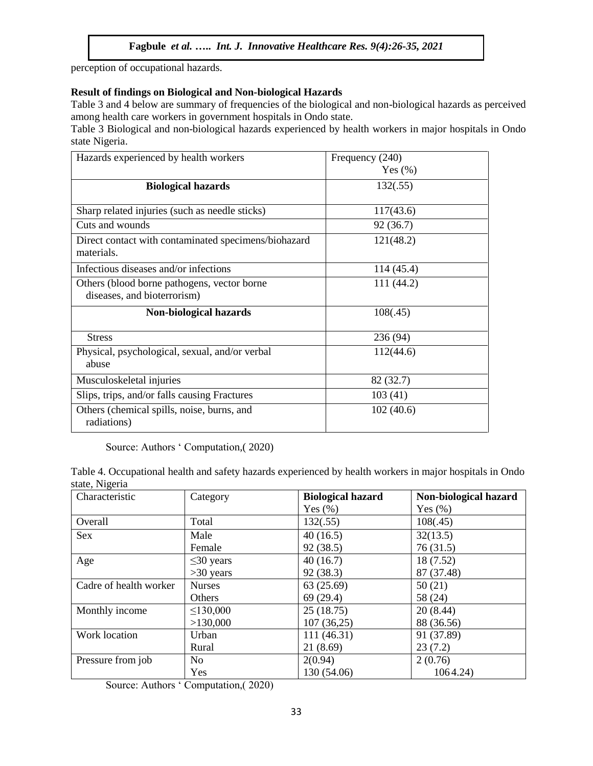perception of occupational hazards.

**Result of findings on Biological and Non-biological Hazards**

Table 3 and 4 below are summary of frequencies of the biological and non-biological hazards as perceived among health care workers in government hospitals in Ondo state.

Table 3 Biological and non-biological hazards experienced by health workers in major hospitals in Ondo state Nigeria.

| Hazards experienced by health workers | Frequency (240) Yes (%) |
|---|---|
| **Biological hazards** | 132(.55) |
| Sharp related injuries (such as needle sticks) | 117(43.6) |
| Cuts and wounds | 92 (36.7) |
| Direct contact with contaminated specimens/biohazard materials. | 121(48.2) |
| Infectious diseases and/or infections | 114 (45.4) |
| Others (blood borne pathogens, vector borne diseases, and bioterrorism) | 111 (44.2) |
| **Non-biological hazards** | 108(.45) |
| Stress | 236 (94) |
| Physical, psychological, sexual, and/or verbal abuse | 112(44.6) |
| Musculoskeletal injuries | 82 (32.7) |
| Slips, trips, and/or falls causing Fractures | 103 (41) |
| Others (chemical spills, noise, burns, and radiations) | 102 (40.6) |

Source: Authors ' Computation,( 2020)

Table 4. Occupational health and safety hazards experienced by health workers in major hospitals in Ondo state, Nigeria

| Characteristic | Category | **Biological hazard** Yes (%) | **Non-biological hazard** Yes (%) |
|---|---|---|---|
| Overall | Total | 132(.55) | 108(.45) |
| Sex | Male | 40 (16.5) | 32(13.5) |
| | Female | 92 (38.5) | 76 (31.5) |
| Age | ≤30 years | 40 (16.7) | 18 (7.52) |
| | >30 years | 92 (38.3) | 87 (37.48) |
| Cadre of health worker | Nurses | 63 (25.69) | 50 (21) |
| | Others | 69 (29.4) | 58 (24) |
| Monthly income | ≤130,000 | 25 (18.75) | 20 (8.44) |
| | >130,000 | 107 (36,25) | 88 (36.56) |
| Work location | Urban | 111 (46.31) | 91 (37.89) |
| | Rural | 21 (8.69) | 23 (7.2) |
| Pressure from job | No | 2(0.94) | 2 (0.76) |
| | Yes | 130 (54.06) | 106 4.24) |

Source: Authors ' Computation,( 2020)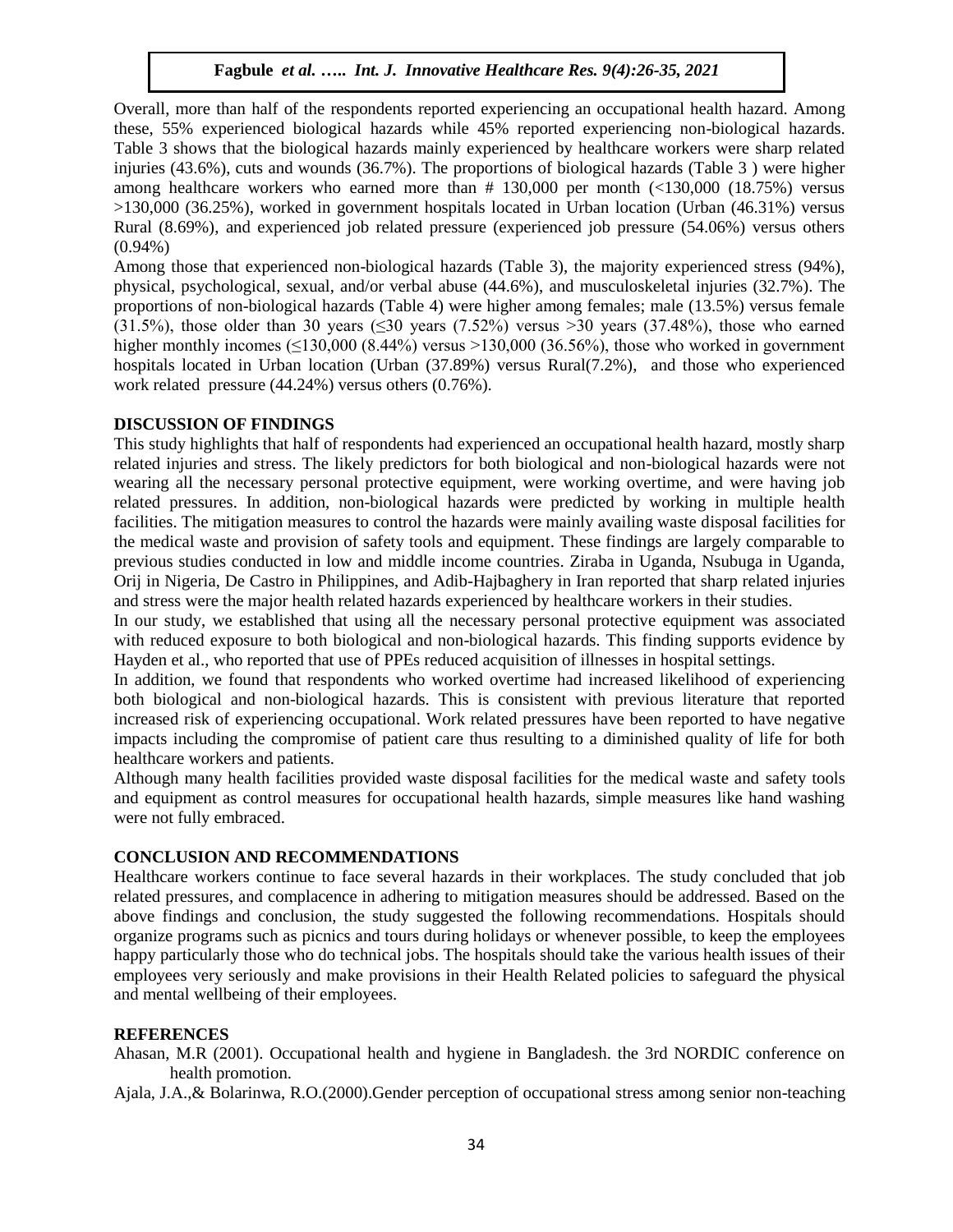Overall, more than half of the respondents reported experiencing an occupational health hazard. Among these, 55% experienced biological hazards while 45% reported experiencing non-biological hazards. Table 3 shows that the biological hazards mainly experienced by healthcare workers were sharp related injuries (43.6%), cuts and wounds (36.7%). The proportions of biological hazards (Table 3 ) were higher among healthcare workers who earned more than # 130,000 per month (<130,000 (18.75%) versus >130,000 (36.25%), worked in government hospitals located in Urban location (Urban (46.31%) versus Rural (8.69%), and experienced job related pressure (experienced job pressure (54.06%) versus others (0.94%)

Among those that experienced non-biological hazards (Table 3), the majority experienced stress (94%), physical, psychological, sexual, and/or verbal abuse (44.6%), and musculoskeletal injuries (32.7%). The proportions of non-biological hazards (Table 4) were higher among females; male (13.5%) versus female (31.5%), those older than 30 years (≤30 years (7.52%) versus >30 years (37.48%), those who earned higher monthly incomes (≤130,000 (8.44%) versus >130,000 (36.56%), those who worked in government hospitals located in Urban location (Urban (37.89%) versus Rural(7.2%), and those who experienced work related pressure (44.24%) versus others (0.76%).

## DISCUSSION OF FINDINGS

This study highlights that half of respondents had experienced an occupational health hazard, mostly sharp related injuries and stress. The likely predictors for both biological and non-biological hazards were not wearing all the necessary personal protective equipment, were working overtime, and were having job related pressures. In addition, non-biological hazards were predicted by working in multiple health facilities. The mitigation measures to control the hazards were mainly availing waste disposal facilities for the medical waste and provision of safety tools and equipment. These findings are largely comparable to previous studies conducted in low and middle income countries. Ziraba in Uganda, Nsubuga in Uganda, Orij in Nigeria, De Castro in Philippines, and Adib-Hajbaghery in Iran reported that sharp related injuries and stress were the major health related hazards experienced by healthcare workers in their studies.

In our study, we established that using all the necessary personal protective equipment was associated with reduced exposure to both biological and non-biological hazards. This finding supports evidence by Hayden et al., who reported that use of PPEs reduced acquisition of illnesses in hospital settings.

In addition, we found that respondents who worked overtime had increased likelihood of experiencing both biological and non-biological hazards. This is consistent with previous literature that reported increased risk of experiencing occupational. Work related pressures have been reported to have negative impacts including the compromise of patient care thus resulting to a diminished quality of life for both healthcare workers and patients.

Although many health facilities provided waste disposal facilities for the medical waste and safety tools and equipment as control measures for occupational health hazards, simple measures like hand washing were not fully embraced.

## CONCLUSION AND RECOMMENDATIONS

Healthcare workers continue to face several hazards in their workplaces. The study concluded that job related pressures, and complacence in adhering to mitigation measures should be addressed. Based on the above findings and conclusion, the study suggested the following recommendations. Hospitals should organize programs such as picnics and tours during holidays or whenever possible, to keep the employees happy particularly those who do technical jobs. The hospitals should take the various health issues of their employees very seriously and make provisions in their Health Related policies to safeguard the physical and mental wellbeing of their employees.

## REFERENCES

Ahasan, M.R (2001). Occupational health and hygiene in Bangladesh. the 3rd NORDIC conference on health promotion.

Ajala, J.A.,& Bolarinwa, R.O.(2000).Gender perception of occupational stress among senior non-teaching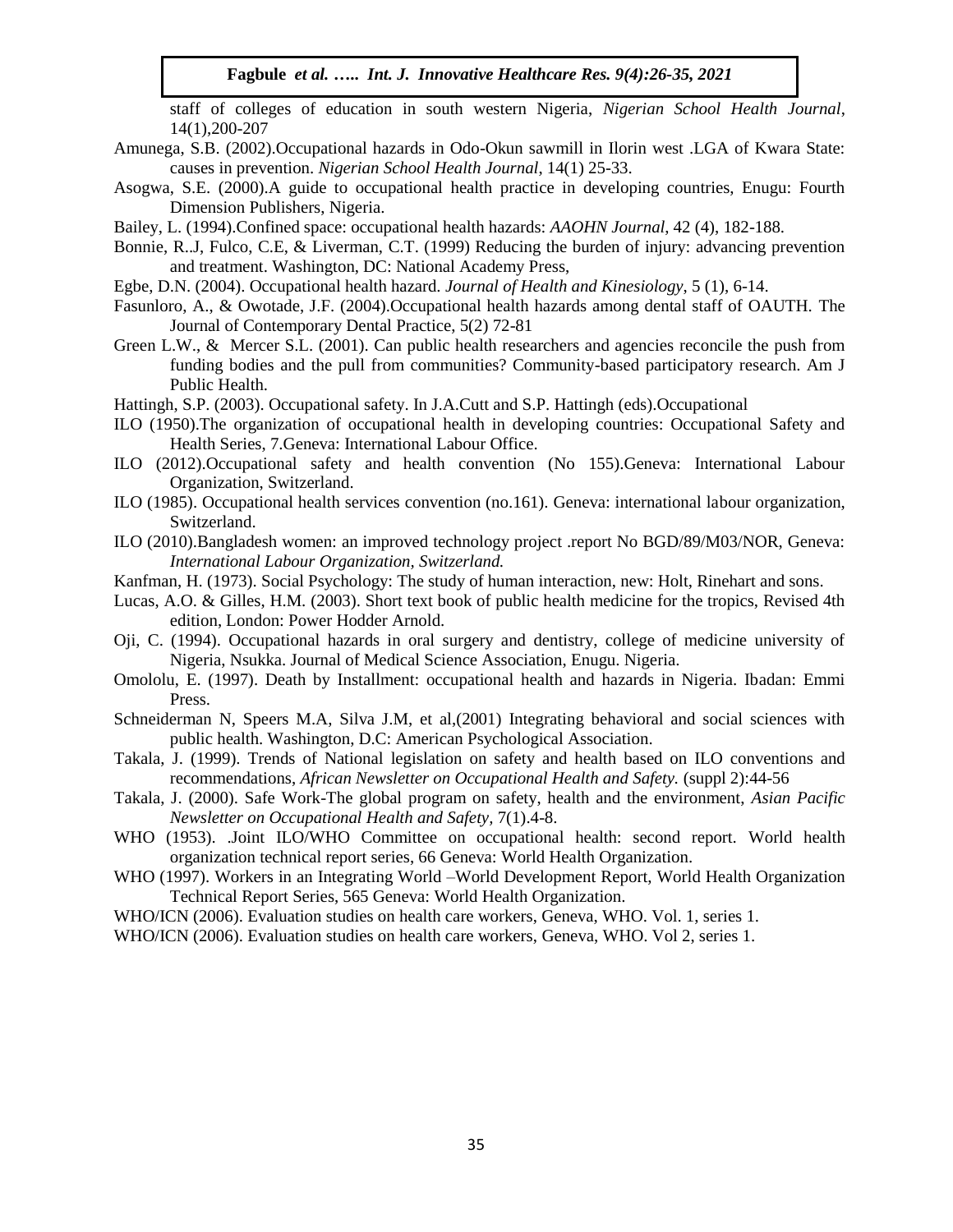staff of colleges of education in south western Nigeria, *Nigerian School Health Journal*, 14(1),200-207

Amunega, S.B. (2002).Occupational hazards in Odo-Okun sawmill in Ilorin west .LGA of Kwara State: causes in prevention. *Nigerian School Health Journal*, 14(1) 25-33.

Asogwa, S.E. (2000).A guide to occupational health practice in developing countries, Enugu: Fourth Dimension Publishers, Nigeria.

Bailey, L. (1994).Confined space: occupational health hazards: *AAOHN Journal*, 42 (4), 182-188.

Bonnie, R..J, Fulco, C.E, & Liverman, C.T. (1999) Reducing the burden of injury: advancing prevention and treatment. Washington, DC: National Academy Press,

Egbe, D.N. (2004). Occupational health hazard. *Journal of Health and Kinesiology*, 5 (1), 6-14.

Fasunloro, A., & Owotade, J.F. (2004).Occupational health hazards among dental staff of OAUTH. The Journal of Contemporary Dental Practice, 5(2) 72-81

Green L.W., & Mercer S.L. (2001). Can public health researchers and agencies reconcile the push from funding bodies and the pull from communities? Community-based participatory research. Am J Public Health.

Hattingh, S.P. (2003). Occupational safety. In J.A.Cutt and S.P. Hattingh (eds).Occupational

ILO (1950).The organization of occupational health in developing countries: Occupational Safety and Health Series, 7.Geneva: International Labour Office.

ILO (2012).Occupational safety and health convention (No 155).Geneva: International Labour Organization, Switzerland.

ILO (1985). Occupational health services convention (no.161). Geneva: international labour organization, Switzerland.

ILO (2010).Bangladesh women: an improved technology project .report No BGD/89/M03/NOR, Geneva: *International Labour Organization, Switzerland.*

Kanfman, H. (1973). Social Psychology: The study of human interaction, new: Holt, Rinehart and sons.

Lucas, A.O. & Gilles, H.M. (2003). Short text book of public health medicine for the tropics, Revised 4th edition, London: Power Hodder Arnold.

Oji, C. (1994). Occupational hazards in oral surgery and dentistry, college of medicine university of Nigeria, Nsukka. Journal of Medical Science Association, Enugu. Nigeria.

Omololu, E. (1997). Death by Installment: occupational health and hazards in Nigeria. Ibadan: Emmi Press.

Schneiderman N, Speers M.A, Silva J.M, et al,(2001) Integrating behavioral and social sciences with public health. Washington, D.C: American Psychological Association.

Takala, J. (1999). Trends of National legislation on safety and health based on ILO conventions and recommendations, *African Newsletter on Occupational Health and Safety.* (suppl 2):44-56

Takala, J. (2000). Safe Work-The global program on safety, health and the environment, *Asian Pacific Newsletter on Occupational Health and Safety*, 7(1).4-8.

WHO (1953). .Joint ILO/WHO Committee on occupational health: second report. World health organization technical report series, 66 Geneva: World Health Organization.

WHO (1997). Workers in an Integrating World –World Development Report, World Health Organization Technical Report Series, 565 Geneva: World Health Organization.

WHO/ICN (2006). Evaluation studies on health care workers, Geneva, WHO. Vol. 1, series 1.

WHO/ICN (2006). Evaluation studies on health care workers, Geneva, WHO. Vol 2, series 1.